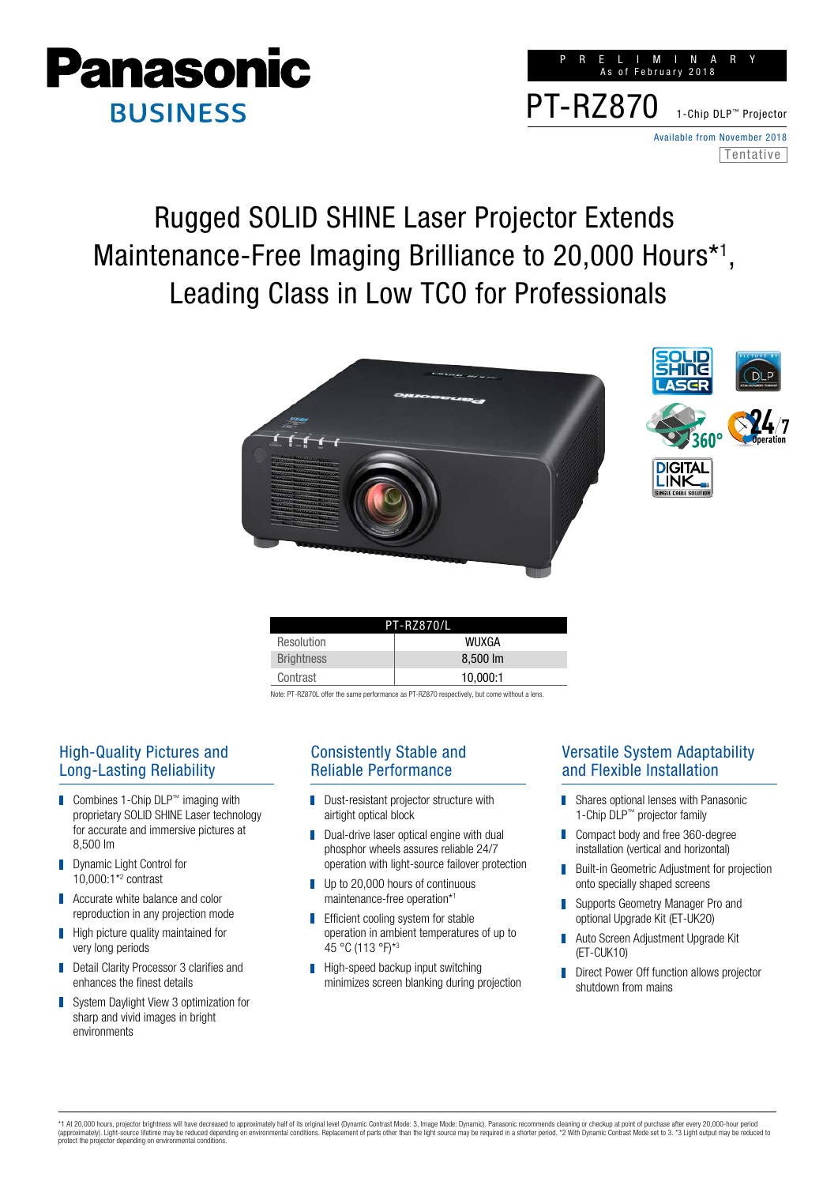Panasonic BUSINESS

PRELIMINARY
As of February 2018

PT-RZ870 1-Chip DLP™ Projector

Available from November 2018
Tentative

# Rugged SOLID SHINE Laser Projector Extends Maintenance-Free Imaging Brilliance to 20,000 Hours*1, Leading Class in Low TCO for Professionals

| PT-RZ870/L | |
|---|---|
| Resolution | WUXGA |
| Brightness | 8,500 lm |
| Contrast | 10,000:1 |

Note: PT-RZ870L offer the same performance as PT-RZ870 respectively, but come without a lens.

## High-Quality Pictures and Long-Lasting Reliability

- Combines 1-Chip DLP™ imaging with proprietary SOLID SHINE Laser technology for accurate and immersive pictures at 8,500 lm
- Dynamic Light Control for 10,000:1*2 contrast
- Accurate white balance and color reproduction in any projection mode
- High picture quality maintained for very long periods
- Detail Clarity Processor 3 clarifies and enhances the finest details
- System Daylight View 3 optimization for sharp and vivid images in bright environments

## Consistently Stable and Reliable Performance

- Dust-resistant projector structure with airtight optical block
- Dual-drive laser optical engine with dual phosphor wheels assures reliable 24/7 operation with light-source failover protection
- Up to 20,000 hours of continuous maintenance-free operation*1
- Efficient cooling system for stable operation in ambient temperatures of up to 45 °C (113 °F)*3
- High-speed backup input switching minimizes screen blanking during projection

## Versatile System Adaptability and Flexible Installation

- Shares optional lenses with Panasonic 1-Chip DLP™ projector family
- Compact body and free 360-degree installation (vertical and horizontal)
- Built-in Geometric Adjustment for projection onto specially shaped screens
- Supports Geometry Manager Pro and optional Upgrade Kit (ET-UK20)
- Auto Screen Adjustment Upgrade Kit (ET-CUK10)
- Direct Power Off function allows projector shutdown from mains

*1 At 20,000 hours, projector brightness will have decreased to approximately half of its original level (Dynamic Contrast Mode: 3, Image Mode: Dynamic). Panasonic recommends cleaning or checkup at point of purchase after every 20,000-hour period (approximately). Light-source lifetime may be reduced depending on environmental conditions. Replacement of parts other than the light source may be required in a shorter period. *2 With Dynamic Contrast Mode set to 3. *3 Light output may be reduced to protect the projector depending on environmental conditions.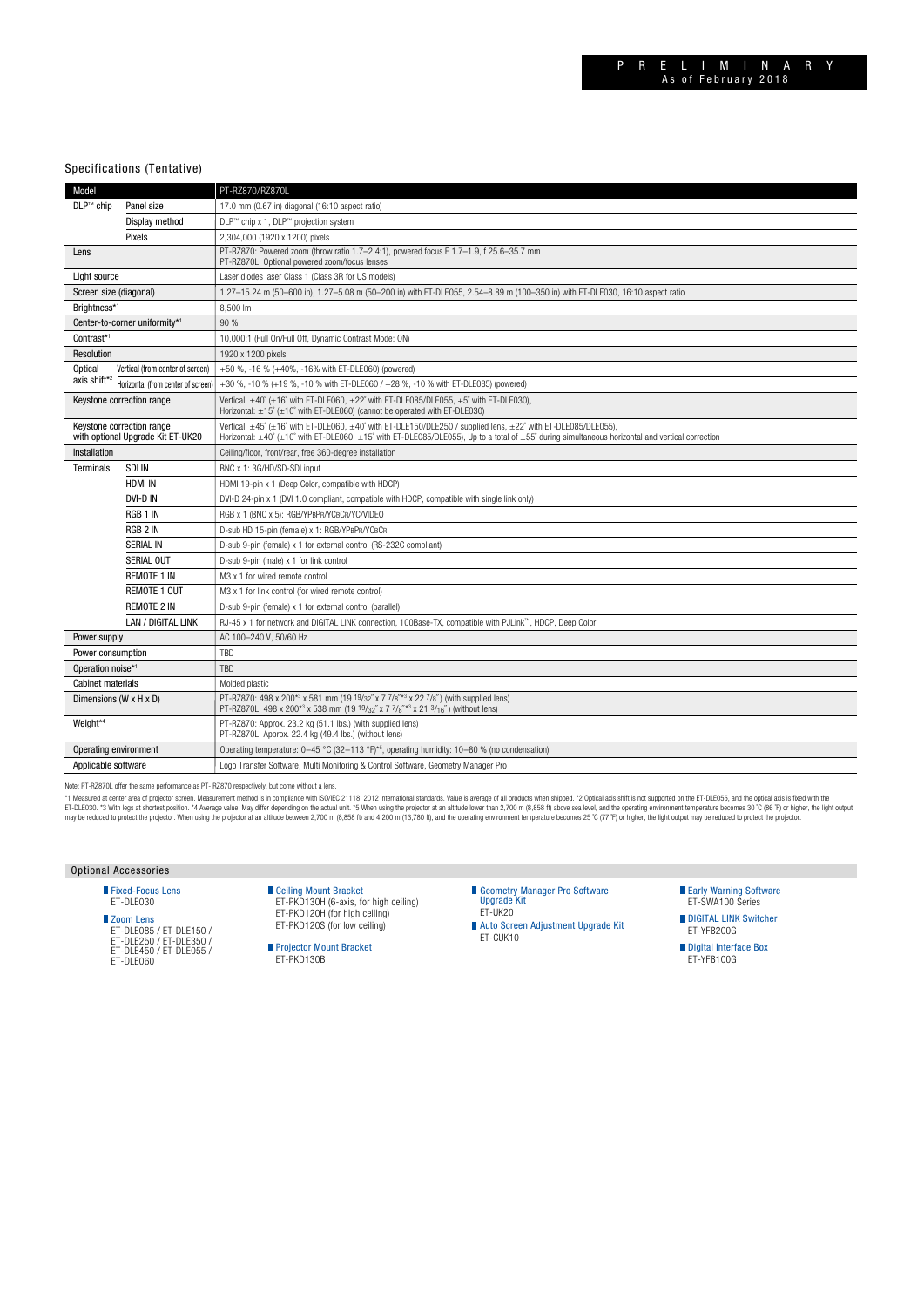PRELIMINARY
As of February 2018

## Specifications (Tentative)

| Model | | PT-RZ870/RZ870L |
|---|---|---|
| DLP™ chip | Panel size | 17.0 mm (0.67 in) diagonal (16:10 aspect ratio) |
| | Display method | DLP™ chip x 1, DLP™ projection system |
| | Pixels | 2,304,000 (1920 x 1200) pixels |
| Lens | | PT-RZ870: Powered zoom (throw ratio 1.7–2.4:1), powered focus F 1.7–1.9, f 25.6–35.7 mm<br>PT-RZ870L: Optional powered zoom/focus lenses |
| Light source | | Laser diodes laser Class 1 (Class 3R for US models) |
| Screen size (diagonal) | | 1.27–15.24 m (50–600 in), 1.27–5.08 m (50–200 in) with ET-DLE055, 2.54–8.89 m (100–350 in) with ET-DLE030, 16:10 aspect ratio |
| Brightness*1 | | 8,500 lm |
| Center-to-corner uniformity*1 | | 90 % |
| Contrast*1 | | 10,000:1 (Full On/Full Off, Dynamic Contrast Mode: ON) |
| Resolution | | 1920 x 1200 pixels |
| Optical axis shift*2 | Vertical (from center of screen) | +50 %, -16 % (+40%, -16% with ET-DLE060) (powered) |
| | Horizontal (from center of screen) | +30 %, -10 % (+19 %, -10 % with ET-DLE060 / +28 %, -10 % with ET-DLE085) (powered) |
| Keystone correction range | | Vertical: ±40° (±16° with ET-DLE060, ±22° with ET-DLE085/DLE055, +5° with ET-DLE030),<br>Horizontal: ±15° (±10° with ET-DLE060) (cannot be operated with ET-DLE030) |
| Keystone correction range with optional Upgrade Kit ET-UK20 | | Vertical: ±45° (±16° with ET-DLE060, ±40° with ET-DLE150/DLE250 / supplied lens, ±22° with ET-DLE085/DLE055),<br>Horizontal: ±40° (±10° with ET-DLE060, ±15° with ET-DLE085/DLE055), Up to a total of ±55° during simultaneous horizontal and vertical correction |
| Installation | | Ceiling/floor, front/rear, free 360-degree installation |
| Terminals | SDI IN | BNC x 1: 3G/HD/SD-SDI input |
| | HDMI IN | HDMI 19-pin x 1 (Deep Color, compatible with HDCP) |
| | DVI-D IN | DVI-D 24-pin x 1 (DVI 1.0 compliant, compatible with HDCP, compatible with single link only) |
| | RGB 1 IN | RGB x 1 (BNC x 5): RGB/YPBPR/YCBCR/YC/VIDEO |
| | RGB 2 IN | D-sub HD 15-pin (female) x 1: RGB/YPBPR/YCBCR |
| | SERIAL IN | D-sub 9-pin (female) x 1 for external control (RS-232C compliant) |
| | SERIAL OUT | D-sub 9-pin (male) x 1 for link control |
| | REMOTE 1 IN | M3 x 1 for wired remote control |
| | REMOTE 1 OUT | M3 x 1 for link control (for wired remote control) |
| | REMOTE 2 IN | D-sub 9-pin (female) x 1 for external control (parallel) |
| | LAN / DIGITAL LINK | RJ-45 x 1 for network and DIGITAL LINK connection, 100Base-TX, compatible with PJLink™, HDCP, Deep Color |
| Power supply | | AC 100–240 V, 50/60 Hz |
| Power consumption | | TBD |
| Operation noise*1 | | TBD |
| Cabinet materials | | Molded plastic |
| Dimensions (W x H x D) | | PT-RZ870: 498 x 200*3 x 581 mm (19 19/32" x 7 7/8"*3 x 22 7/8") (with supplied lens)<br>PT-RZ870L: 498 x 200*3 x 538 mm (19 19/32" x 7 7/8"*3 x 21 3/16") (without lens) |
| Weight*4 | | PT-RZ870: Approx. 23.2 kg (51.1 lbs.) (with supplied lens)<br>PT-RZ870L: Approx. 22.4 kg (49.4 lbs.) (without lens) |
| Operating environment | | Operating temperature: 0–45 °C (32–113 °F)*5, operating humidity: 10–80 % (no condensation) |
| Applicable software | | Logo Transfer Software, Multi Monitoring & Control Software, Geometry Manager Pro |

Note: PT-RZ870L offer the same performance as PT- RZ870 respectively, but come without a lens.

*1 Measured at center area of projector screen. Measurement method is in compliance with ISO/IEC 21118: 2012 international standards. Value is average of all products when shipped. *2 Optical axis shift is not supported on the ET-DLE055, and the optical axis is fixed with the ET-DLE030. *3 With legs at shortest position. *4 Average value. May differ depending on the actual unit. *5 When using the projector at an altitude lower than 2,700 m (8,858 ft) above sea level, and the operating environment temperature becomes 30 °C (86 °F) or higher, the light output may be reduced to protect the projector. When using the projector at an altitude between 2,700 m (8,858 ft) and 4,200 m (13,780 ft), and the operating environment temperature becomes 25 °C (77 °F) or higher, the light output may be reduced to protect the projector.

## Optional Accessories

**Fixed-Focus Lens**
ET-DLE030

**Zoom Lens**
ET-DLE085 / ET-DLE150 / ET-DLE250 / ET-DLE350 / ET-DLE450 / ET-DLE055 / ET-DLE060

**Ceiling Mount Bracket**
ET-PKD130H (6-axis, for high ceiling)
ET-PKD120H (for high ceiling)
ET-PKD120S (for low ceiling)

**Projector Mount Bracket**
ET-PKD130B

**Geometry Manager Pro Software Upgrade Kit**
ET-UK20

**Auto Screen Adjustment Upgrade Kit**
ET-CUK10

**Early Warning Software**
ET-SWA100 Series

**DIGITAL LINK Switcher**
ET-YFB200G

**Digital Interface Box**
ET-YFB100G